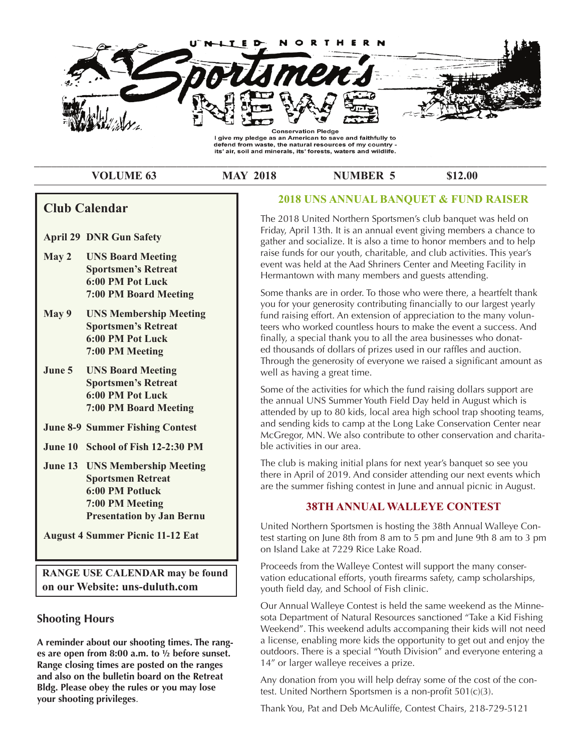# United Northern Sportsmen's News

**Conservation Pledge**
I give my pledge as an American to save and faithfully to defend from waste, the natural resources of my country - its' air, soil and minerals, its' forests, waters and wildlife.

**VOLUME 63 | MAY 2018 | NUMBER 5 | $12.00**

## Club Calendar

**April 29 DNR Gun Safety**

**May 2 UNS Board Meeting**
**Sportsmen's Retreat**
**6:00 PM Pot Luck**
**7:00 PM Board Meeting**

**May 9 UNS Membership Meeting**
**Sportsmen's Retreat**
**6:00 PM Pot Luck**
**7:00 PM Meeting**

**June 5 UNS Board Meeting**
**Sportsmen's Retreat**
**6:00 PM Pot Luck**
**7:00 PM Board Meeting**

**June 8-9 Summer Fishing Contest**

**June 10 School of Fish 12-2:30 PM**

**June 13 UNS Membership Meeting**
**Sportsmen Retreat**
**6:00 PM Potluck**
**7:00 PM Meeting**
**Presentation by Jan Bernu**

**August 4 Summer Picnic 11-12 Eat**

**RANGE USE CALENDAR may be found on our Website: uns-duluth.com**

## Shooting Hours

**A reminder about our shooting times. The ranges are open from 8:00 a.m. to ½ before sunset. Range closing times are posted on the ranges and also on the bulletin board on the Retreat Bldg. Please obey the rules or you may lose your shooting privileges**.

## 2018 UNS ANNUAL BANQUET & FUND RAISER

The 2018 United Northern Sportsmen's club banquet was held on Friday, April 13th. It is an annual event giving members a chance to gather and socialize. It is also a time to honor members and to help raise funds for our youth, charitable, and club activities. This year's event was held at the Aad Shriners Center and Meeting Facility in Hermantown with many members and guests attending.

Some thanks are in order. To those who were there, a heartfelt thank you for your generosity contributing financially to our largest yearly fund raising effort. An extension of appreciation to the many volunteers who worked countless hours to make the event a success. And finally, a special thank you to all the area businesses who donated thousands of dollars of prizes used in our raffles and auction. Through the generosity of everyone we raised a significant amount as well as having a great time.

Some of the activities for which the fund raising dollars support are the annual UNS Summer Youth Field Day held in August which is attended by up to 80 kids, local area high school trap shooting teams, and sending kids to camp at the Long Lake Conservation Center near McGregor, MN. We also contribute to other conservation and charitable activities in our area.

The club is making initial plans for next year's banquet so see you there in April of 2019. And consider attending our next events which are the summer fishing contest in June and annual picnic in August.

## 38TH ANNUAL WALLEYE CONTEST

United Northern Sportsmen is hosting the 38th Annual Walleye Contest starting on June 8th from 8 am to 5 pm and June 9th 8 am to 3 pm on Island Lake at 7229 Rice Lake Road.

Proceeds from the Walleye Contest will support the many conservation educational efforts, youth firearms safety, camp scholarships, youth field day, and School of Fish clinic.

Our Annual Walleye Contest is held the same weekend as the Minnesota Department of Natural Resources sanctioned "Take a Kid Fishing Weekend". This weekend adults accompaning their kids will not need a license, enabling more kids the opportunity to get out and enjoy the outdoors. There is a special "Youth Division" and everyone entering a 14" or larger walleye receives a prize.

Any donation from you will help defray some of the cost of the contest. United Northern Sportsmen is a non-profit 501(c)(3).

Thank You, Pat and Deb McAuliffe, Contest Chairs, 218-729-5121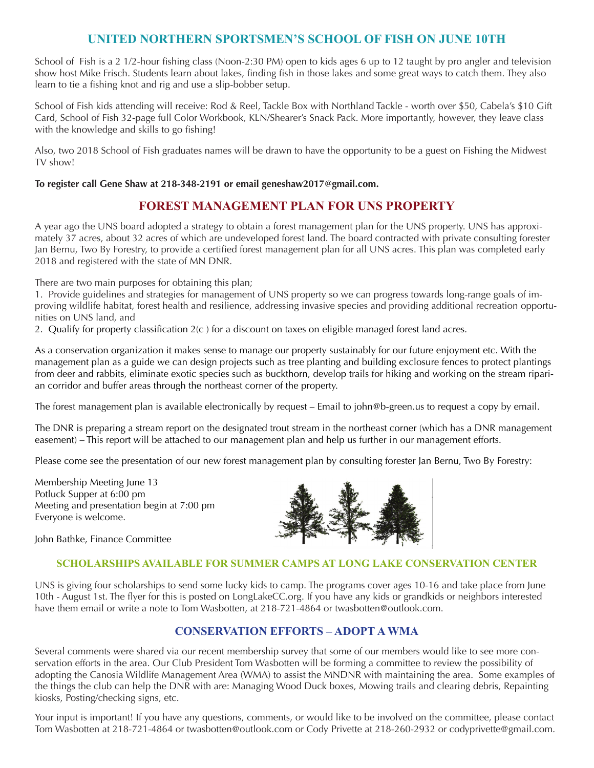## UNITED NORTHERN SPORTSMEN'S SCHOOL OF FISH ON JUNE 10TH

School of Fish is a 2 1/2-hour fishing class (Noon-2:30 PM) open to kids ages 6 up to 12 taught by pro angler and television show host Mike Frisch. Students learn about lakes, finding fish in those lakes and some great ways to catch them. They also learn to tie a fishing knot and rig and use a slip-bobber setup.

School of Fish kids attending will receive: Rod & Reel, Tackle Box with Northland Tackle - worth over $50, Cabela's $10 Gift Card, School of Fish 32-page full Color Workbook, KLN/Shearer's Snack Pack. More importantly, however, they leave class with the knowledge and skills to go fishing!

Also, two 2018 School of Fish graduates names will be drawn to have the opportunity to be a guest on Fishing the Midwest TV show!

**To register call Gene Shaw at 218-348-2191 or email geneshaw2017@gmail.com.**

## FOREST MANAGEMENT PLAN FOR UNS PROPERTY

A year ago the UNS board adopted a strategy to obtain a forest management plan for the UNS property. UNS has approximately 37 acres, about 32 acres of which are undeveloped forest land. The board contracted with private consulting forester Jan Bernu, Two By Forestry, to provide a certified forest management plan for all UNS acres. This plan was completed early 2018 and registered with the state of MN DNR.

There are two main purposes for obtaining this plan;

1. Provide guidelines and strategies for management of UNS property so we can progress towards long-range goals of improving wildlife habitat, forest health and resilience, addressing invasive species and providing additional recreation opportunities on UNS land, and
2. Qualify for property classification 2(c ) for a discount on taxes on eligible managed forest land acres.

As a conservation organization it makes sense to manage our property sustainably for our future enjoyment etc. With the management plan as a guide we can design projects such as tree planting and building exclosure fences to protect plantings from deer and rabbits, eliminate exotic species such as buckthorn, develop trails for hiking and working on the stream riparian corridor and buffer areas through the northeast corner of the property.

The forest management plan is available electronically by request – Email to john@b-green.us to request a copy by email.

The DNR is preparing a stream report on the designated trout stream in the northeast corner (which has a DNR management easement) – This report will be attached to our management plan and help us further in our management efforts.

Please come see the presentation of our new forest management plan by consulting forester Jan Bernu, Two By Forestry:

Membership Meeting June 13
Potluck Supper at 6:00 pm
Meeting and presentation begin at 7:00 pm
Everyone is welcome.

John Bathke, Finance Committee

## SCHOLARSHIPS AVAILABLE FOR SUMMER CAMPS AT LONG LAKE CONSERVATION CENTER

UNS is giving four scholarships to send some lucky kids to camp. The programs cover ages 10-16 and take place from June 10th - August 1st. The flyer for this is posted on LongLakeCC.org. If you have any kids or grandkids or neighbors interested have them email or write a note to Tom Wasbotten, at 218-721-4864 or twasbotten@outlook.com.

## CONSERVATION EFFORTS – ADOPT A WMA

Several comments were shared via our recent membership survey that some of our members would like to see more conservation efforts in the area. Our Club President Tom Wasbotten will be forming a committee to review the possibility of adopting the Canosia Wildlife Management Area (WMA) to assist the MNDNR with maintaining the area. Some examples of the things the club can help the DNR with are: Managing Wood Duck boxes, Mowing trails and clearing debris, Repainting kiosks, Posting/checking signs, etc.

Your input is important! If you have any questions, comments, or would like to be involved on the committee, please contact Tom Wasbotten at 218-721-4864 or twasbotten@outlook.com or Cody Privette at 218-260-2932 or codyprivette@gmail.com.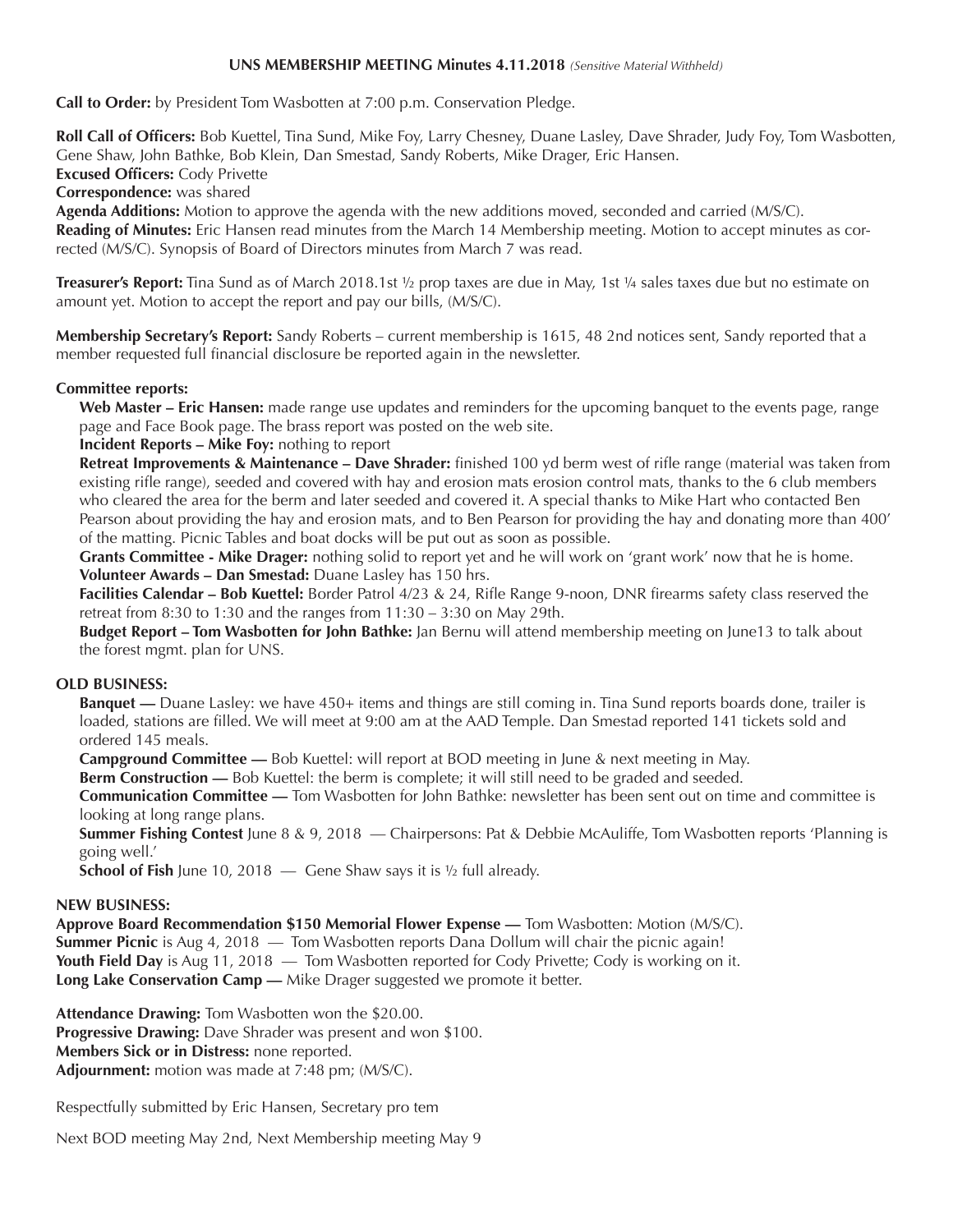**UNS MEMBERSHIP MEETING Minutes 4.11.2018** *(Sensitive Material Withheld)*

**Call to Order:** by President Tom Wasbotten at 7:00 p.m. Conservation Pledge.

**Roll Call of Officers:** Bob Kuettel, Tina Sund, Mike Foy, Larry Chesney, Duane Lasley, Dave Shrader, Judy Foy, Tom Wasbotten, Gene Shaw, John Bathke, Bob Klein, Dan Smestad, Sandy Roberts, Mike Drager, Eric Hansen.
**Excused Officers:** Cody Privette
**Correspondence:** was shared
**Agenda Additions:** Motion to approve the agenda with the new additions moved, seconded and carried (M/S/C).
**Reading of Minutes:** Eric Hansen read minutes from the March 14 Membership meeting. Motion to accept minutes as corrected (M/S/C). Synopsis of Board of Directors minutes from March 7 was read.

**Treasurer's Report:** Tina Sund as of March 2018.1st ½ prop taxes are due in May, 1st ¼ sales taxes due but no estimate on amount yet. Motion to accept the report and pay our bills, (M/S/C).

**Membership Secretary's Report:** Sandy Roberts – current membership is 1615, 48 2nd notices sent, Sandy reported that a member requested full financial disclosure be reported again in the newsletter.

**Committee reports:**

**Web Master – Eric Hansen:** made range use updates and reminders for the upcoming banquet to the events page, range page and Face Book page. The brass report was posted on the web site.

**Incident Reports – Mike Foy:** nothing to report

**Retreat Improvements & Maintenance – Dave Shrader:** finished 100 yd berm west of rifle range (material was taken from existing rifle range), seeded and covered with hay and erosion mats erosion control mats, thanks to the 6 club members who cleared the area for the berm and later seeded and covered it. A special thanks to Mike Hart who contacted Ben Pearson about providing the hay and erosion mats, and to Ben Pearson for providing the hay and donating more than 400' of the matting. Picnic Tables and boat docks will be put out as soon as possible.

**Grants Committee - Mike Drager:** nothing solid to report yet and he will work on 'grant work' now that he is home.

**Volunteer Awards – Dan Smestad:** Duane Lasley has 150 hrs.

**Facilities Calendar – Bob Kuettel:** Border Patrol 4/23 & 24, Rifle Range 9-noon, DNR firearms safety class reserved the retreat from 8:30 to 1:30 and the ranges from 11:30 – 3:30 on May 29th.

**Budget Report – Tom Wasbotten for John Bathke:** Jan Bernu will attend membership meeting on June13 to talk about the forest mgmt. plan for UNS.

**OLD BUSINESS:**

**Banquet —** Duane Lasley: we have 450+ items and things are still coming in. Tina Sund reports boards done, trailer is loaded, stations are filled. We will meet at 9:00 am at the AAD Temple. Dan Smestad reported 141 tickets sold and ordered 145 meals.

**Campground Committee —** Bob Kuettel: will report at BOD meeting in June & next meeting in May.

**Berm Construction —** Bob Kuettel: the berm is complete; it will still need to be graded and seeded.

**Communication Committee —** Tom Wasbotten for John Bathke: newsletter has been sent out on time and committee is looking at long range plans.

**Summer Fishing Contest** June 8 & 9, 2018 — Chairpersons: Pat & Debbie McAuliffe, Tom Wasbotten reports 'Planning is going well.'

**School of Fish** June 10, 2018 — Gene Shaw says it is ½ full already.

**NEW BUSINESS:**

**Approve Board Recommendation $150 Memorial Flower Expense —** Tom Wasbotten: Motion (M/S/C).
**Summer Picnic** is Aug 4, 2018 — Tom Wasbotten reports Dana Dollum will chair the picnic again!
**Youth Field Day** is Aug 11, 2018 — Tom Wasbotten reported for Cody Privette; Cody is working on it.
**Long Lake Conservation Camp —** Mike Drager suggested we promote it better.

**Attendance Drawing:** Tom Wasbotten won the $20.00.
**Progressive Drawing:** Dave Shrader was present and won $100.
**Members Sick or in Distress:** none reported.
**Adjournment:** motion was made at 7:48 pm; (M/S/C).

Respectfully submitted by Eric Hansen, Secretary pro tem

Next BOD meeting May 2nd, Next Membership meeting May 9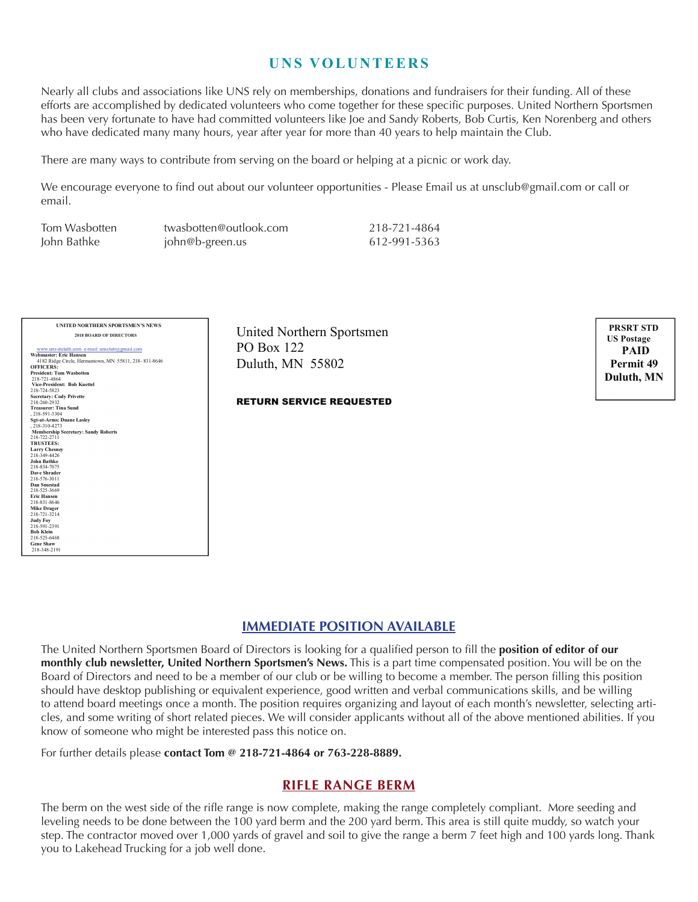## UNS VOLUNTEERS

Nearly all clubs and associations like UNS rely on memberships, donations and fundraisers for their funding. All of these efforts are accomplished by dedicated volunteers who come together for these specific purposes. United Northern Sportsmen has been very fortunate to have had committed volunteers like Joe and Sandy Roberts, Bob Curtis, Ken Norenberg and others who have dedicated many many hours, year after year for more than 40 years to help maintain the Club.

There are many ways to contribute from serving on the board or helping at a picnic or work day.

We encourage everyone to find out about our volunteer opportunities - Please Email us at unsclub@gmail.com or call or email.

| | | |
|---|---|---|
| Tom Wasbotten | twasbotten@outlook.com | 218-721-4864 |
| John Bathke | john@b-green.us | 612-991-5363 |

**UNITED NORTHERN SPORTSMEN'S NEWS**

**2018 BOARD OF DIRECTORS**

www.uns-duluth.com e-mail: unsclub@gmail.com

**Webmaster: Eric Hansen**
4182 Ridge Circle, Hermantown, MN 55811, 218- 831-8646

**OFFICERS:**

**President: Tom Wasbotten**
218-721-4864

**Vice-President: Bob Kuettel**
218-724-5823

**Secretary: Cody Privette**
218-260-2932

**Treasurer: Tina Sund**
, 218-591-3304

**Sgt-at-Arms: Duane Lasley**
, 218-310-4273

**Membership Secretary: Sandy Roberts**
218-722-2711

**TRUSTEES:**

**Larry Chesney**
218-349-4426

**John Bathke**
218-834-7075

**Dave Shrader**
218-576-3011

**Dan Smestad**
218-525-3669

**Eric Hansen**
218-831-8646

**Mike Drager**
218-721-3214

**Judy Foy**
218-591-2391

**Bob Klein**
218-525-6468

**Gene Shaw**
218-348-2191

United Northern Sportsmen
PO Box 122
Duluth, MN 55802

**RETURN SERVICE REQUESTED**

**PRSRT STD**
**US Postage**
**PAID**
**Permit 49**
**Duluth, MN**

## IMMEDIATE POSITION AVAILABLE

The United Northern Sportsmen Board of Directors is looking for a qualified person to fill the **position of editor of our monthly club newsletter, United Northern Sportsmen's News.** This is a part time compensated position. You will be on the Board of Directors and need to be a member of our club or be willing to become a member. The person filling this position should have desktop publishing or equivalent experience, good written and verbal communications skills, and be willing to attend board meetings once a month. The position requires organizing and layout of each month's newsletter, selecting articles, and some writing of short related pieces. We will consider applicants without all of the above mentioned abilities. If you know of someone who might be interested pass this notice on.

For further details please **contact Tom @ 218-721-4864 or 763-228-8889.**

## RIFLE RANGE BERM

The berm on the west side of the rifle range is now complete, making the range completely compliant. More seeding and leveling needs to be done between the 100 yard berm and the 200 yard berm. This area is still quite muddy, so watch your step. The contractor moved over 1,000 yards of gravel and soil to give the range a berm 7 feet high and 100 yards long. Thank you to Lakehead Trucking for a job well done.